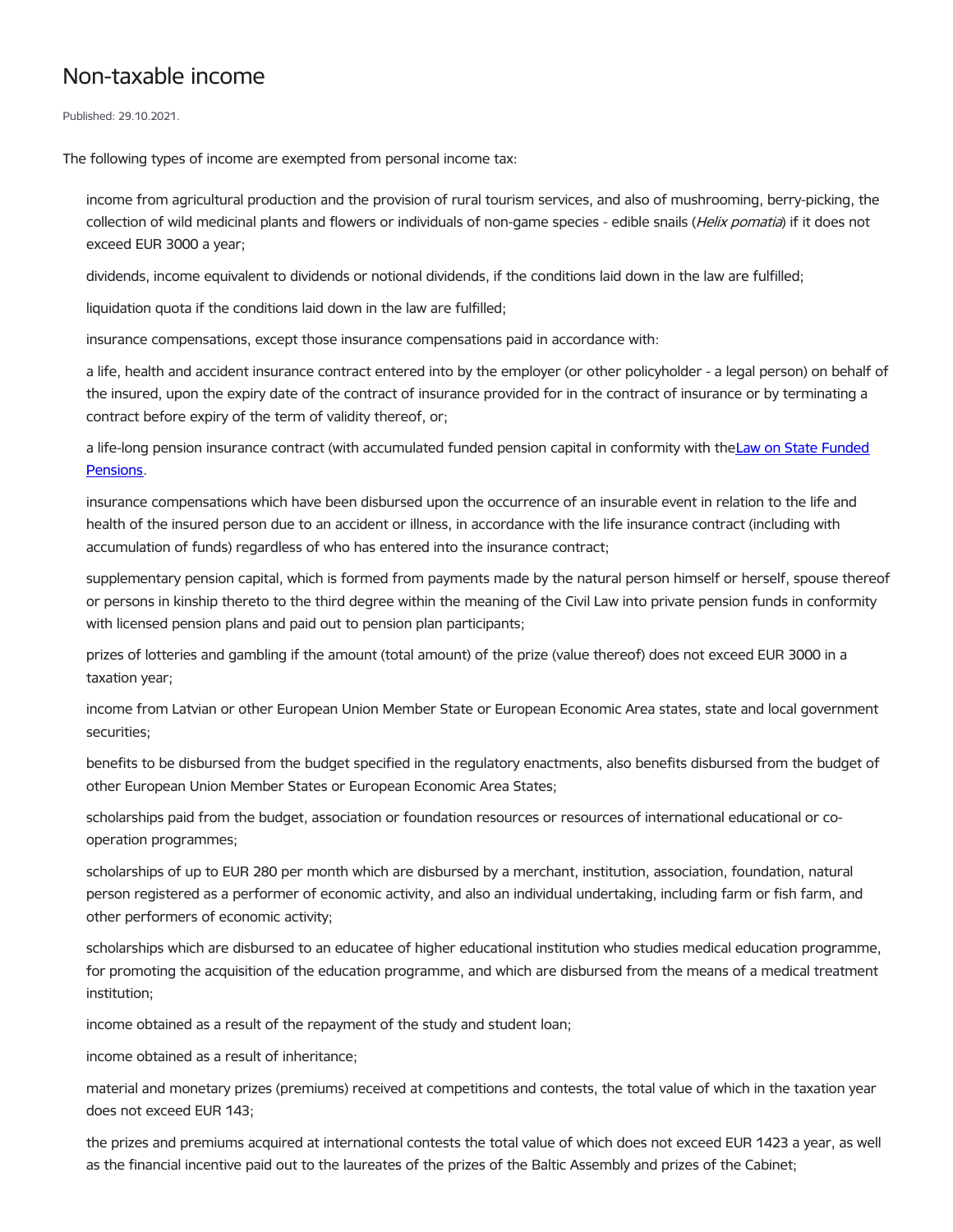# Non-taxable income

Published: 29.10.2021.

The following types of income are exempted from personal income tax:

income from agricultural production and the provision of rural tourism services, and also of mushrooming, berry-picking, the collection of wild medicinal plants and flowers or individuals of non-game species - edible snails (*Helix pomatia*) if it does not exceed EUR 3000 a year;

dividends, income equivalent to dividends or notional dividends, if the conditions laid down in the law are fulfilled;

liquidation quota if the conditions laid down in the law are fulfilled;

insurance compensations, except those insurance compensations paid in accordance with:

a life, health and accident insurance contract entered into by the employer (or other policyholder - a legal person) on behalf of the insured, upon the expiry date of the contract of insurance provided for in the contract of insurance or by terminating a contract before expiry of the term of validity thereof, or;

a life-long pension insurance contract (with accumulated funded pension capital in conformity with the[Law on State Funded Pensions](#).

insurance compensations which have been disbursed upon the occurrence of an insurable event in relation to the life and health of the insured person due to an accident or illness, in accordance with the life insurance contract (including with accumulation of funds) regardless of who has entered into the insurance contract;

supplementary pension capital, which is formed from payments made by the natural person himself or herself, spouse thereof or persons in kinship thereto to the third degree within the meaning of the Civil Law into private pension funds in conformity with licensed pension plans and paid out to pension plan participants;

prizes of lotteries and gambling if the amount (total amount) of the prize (value thereof) does not exceed EUR 3000 in a taxation year;

income from Latvian or other European Union Member State or European Economic Area states, state and local government securities;

benefits to be disbursed from the budget specified in the regulatory enactments, also benefits disbursed from the budget of other European Union Member States or European Economic Area States;

scholarships paid from the budget, association or foundation resources or resources of international educational or co-operation programmes;

scholarships of up to EUR 280 per month which are disbursed by a merchant, institution, association, foundation, natural person registered as a performer of economic activity, and also an individual undertaking, including farm or fish farm, and other performers of economic activity;

scholarships which are disbursed to an educatee of higher educational institution who studies medical education programme, for promoting the acquisition of the education programme, and which are disbursed from the means of a medical treatment institution;

income obtained as a result of the repayment of the study and student loan;

income obtained as a result of inheritance;

material and monetary prizes (premiums) received at competitions and contests, the total value of which in the taxation year does not exceed EUR 143;

the prizes and premiums acquired at international contests the total value of which does not exceed EUR 1423 a year, as well as the financial incentive paid out to the laureates of the prizes of the Baltic Assembly and prizes of the Cabinet;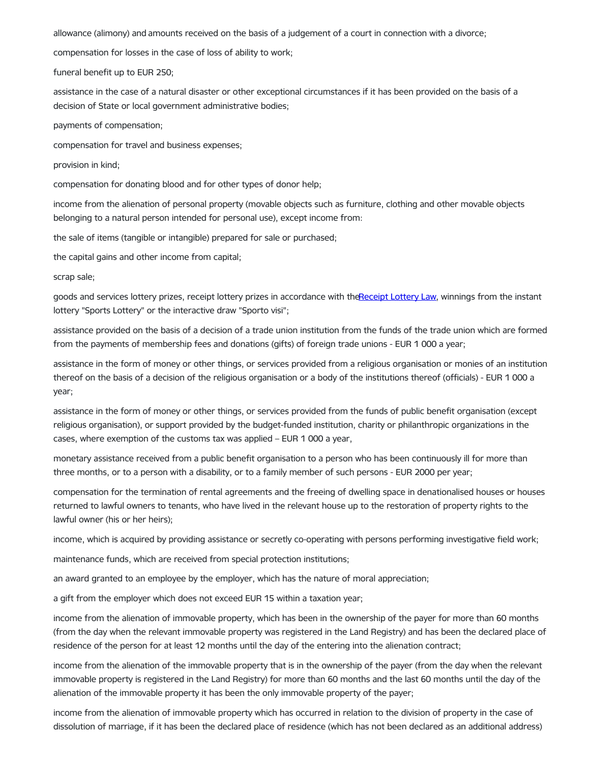allowance (alimony) and amounts received on the basis of a judgement of a court in connection with a divorce;

compensation for losses in the case of loss of ability to work;

funeral benefit up to EUR 250;

assistance in the case of a natural disaster or other exceptional circumstances if it has been provided on the basis of a decision of State or local government administrative bodies;

payments of compensation;

compensation for travel and business expenses;

provision in kind;

compensation for donating blood and for other types of donor help;

income from the alienation of personal property (movable objects such as furniture, clothing and other movable objects belonging to a natural person intended for personal use), except income from:

the sale of items (tangible or intangible) prepared for sale or purchased;

the capital gains and other income from capital;

scrap sale;

goods and services lottery prizes, receipt lottery prizes in accordance with the Receipt Lottery Law, winnings from the instant lottery "Sports Lottery" or the interactive draw "Sporto visi";

assistance provided on the basis of a decision of a trade union institution from the funds of the trade union which are formed from the payments of membership fees and donations (gifts) of foreign trade unions - EUR 1 000 a year;

assistance in the form of money or other things, or services provided from a religious organisation or monies of an institution thereof on the basis of a decision of the religious organisation or a body of the institutions thereof (officials) - EUR 1 000 a year;

assistance in the form of money or other things, or services provided from the funds of public benefit organisation (except religious organisation), or support provided by the budget-funded institution, charity or philanthropic organizations in the cases, where exemption of the customs tax was applied – EUR 1 000 a year,

monetary assistance received from a public benefit organisation to a person who has been continuously ill for more than three months, or to a person with a disability, or to a family member of such persons - EUR 2000 per year;

compensation for the termination of rental agreements and the freeing of dwelling space in denationalised houses or houses returned to lawful owners to tenants, who have lived in the relevant house up to the restoration of property rights to the lawful owner (his or her heirs);

income, which is acquired by providing assistance or secretly co-operating with persons performing investigative field work;

maintenance funds, which are received from special protection institutions;

an award granted to an employee by the employer, which has the nature of moral appreciation;

a gift from the employer which does not exceed EUR 15 within a taxation year;

income from the alienation of immovable property, which has been in the ownership of the payer for more than 60 months (from the day when the relevant immovable property was registered in the Land Registry) and has been the declared place of residence of the person for at least 12 months until the day of the entering into the alienation contract;

income from the alienation of the immovable property that is in the ownership of the payer (from the day when the relevant immovable property is registered in the Land Registry) for more than 60 months and the last 60 months until the day of the alienation of the immovable property it has been the only immovable property of the payer;

income from the alienation of immovable property which has occurred in relation to the division of property in the case of dissolution of marriage, if it has been the declared place of residence (which has not been declared as an additional address)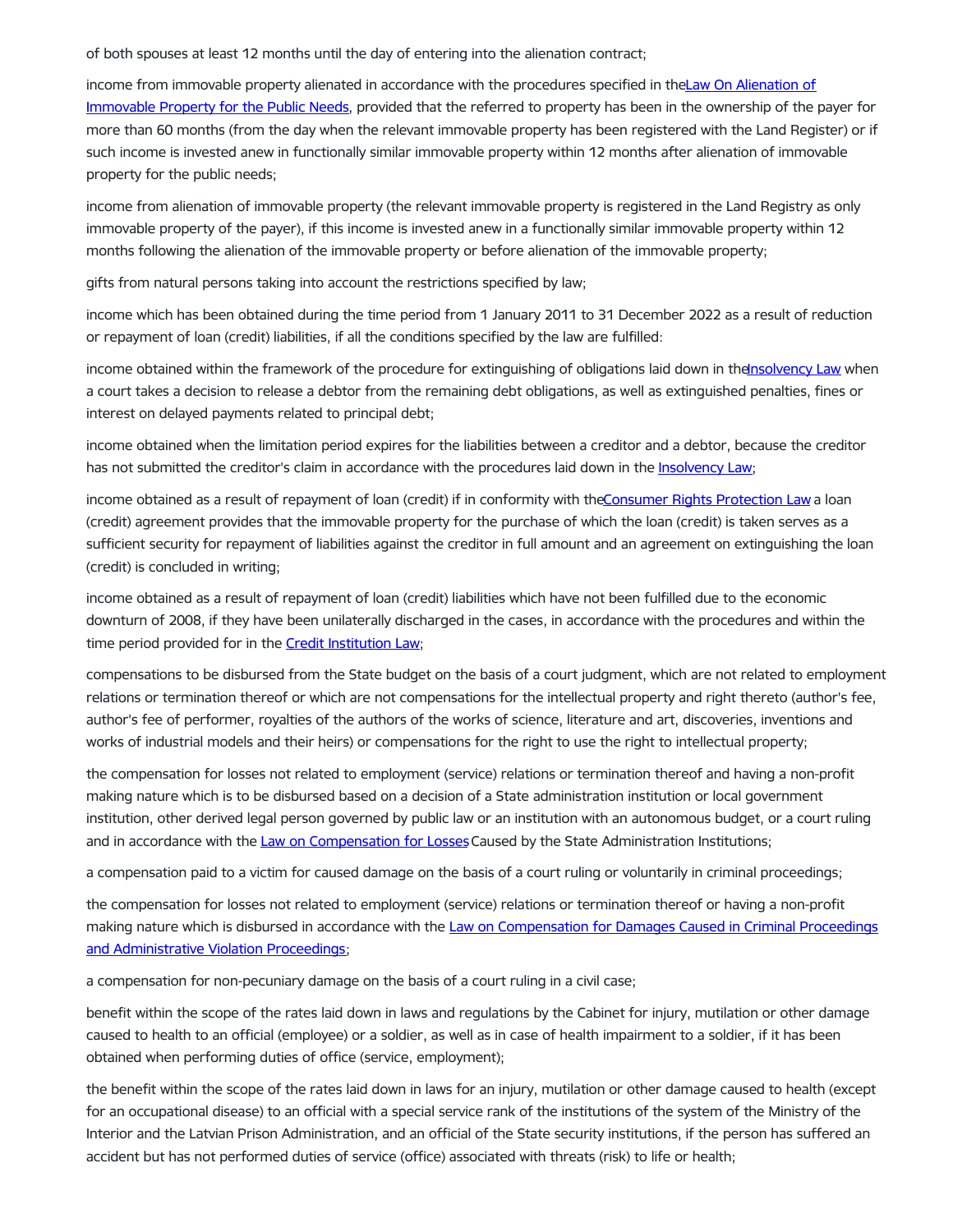of both spouses at least 12 months until the day of entering into the alienation contract;

income from immovable property alienated in accordance with the procedures specified in the Law On Alienation of Immovable Property for the Public Needs, provided that the referred to property has been in the ownership of the payer for more than 60 months (from the day when the relevant immovable property has been registered with the Land Register) or if such income is invested anew in functionally similar immovable property within 12 months after alienation of immovable property for the public needs;

income from alienation of immovable property (the relevant immovable property is registered in the Land Registry as only immovable property of the payer), if this income is invested anew in a functionally similar immovable property within 12 months following the alienation of the immovable property or before alienation of the immovable property;

gifts from natural persons taking into account the restrictions specified by law;

income which has been obtained during the time period from 1 January 2011 to 31 December 2022 as a result of reduction or repayment of loan (credit) liabilities, if all the conditions specified by the law are fulfilled:

income obtained within the framework of the procedure for extinguishing of obligations laid down in the Insolvency Law when a court takes a decision to release a debtor from the remaining debt obligations, as well as extinguished penalties, fines or interest on delayed payments related to principal debt;

income obtained when the limitation period expires for the liabilities between a creditor and a debtor, because the creditor has not submitted the creditor's claim in accordance with the procedures laid down in the Insolvency Law;

income obtained as a result of repayment of loan (credit) if in conformity with the Consumer Rights Protection Law a loan (credit) agreement provides that the immovable property for the purchase of which the loan (credit) is taken serves as a sufficient security for repayment of liabilities against the creditor in full amount and an agreement on extinguishing the loan (credit) is concluded in writing;

income obtained as a result of repayment of loan (credit) liabilities which have not been fulfilled due to the economic downturn of 2008, if they have been unilaterally discharged in the cases, in accordance with the procedures and within the time period provided for in the Credit Institution Law;

compensations to be disbursed from the State budget on the basis of a court judgment, which are not related to employment relations or termination thereof or which are not compensations for the intellectual property and right thereto (author's fee, author's fee of performer, royalties of the authors of the works of science, literature and art, discoveries, inventions and works of industrial models and their heirs) or compensations for the right to use the right to intellectual property;

the compensation for losses not related to employment (service) relations or termination thereof and having a non-profit making nature which is to be disbursed based on a decision of a State administration institution or local government institution, other derived legal person governed by public law or an institution with an autonomous budget, or a court ruling and in accordance with the Law on Compensation for Losses Caused by the State Administration Institutions;

a compensation paid to a victim for caused damage on the basis of a court ruling or voluntarily in criminal proceedings;

the compensation for losses not related to employment (service) relations or termination thereof or having a non-profit making nature which is disbursed in accordance with the Law on Compensation for Damages Caused in Criminal Proceedings and Administrative Violation Proceedings;

a compensation for non-pecuniary damage on the basis of a court ruling in a civil case;

benefit within the scope of the rates laid down in laws and regulations by the Cabinet for injury, mutilation or other damage caused to health to an official (employee) or a soldier, as well as in case of health impairment to a soldier, if it has been obtained when performing duties of office (service, employment);

the benefit within the scope of the rates laid down in laws for an injury, mutilation or other damage caused to health (except for an occupational disease) to an official with a special service rank of the institutions of the system of the Ministry of the Interior and the Latvian Prison Administration, and an official of the State security institutions, if the person has suffered an accident but has not performed duties of service (office) associated with threats (risk) to life or health;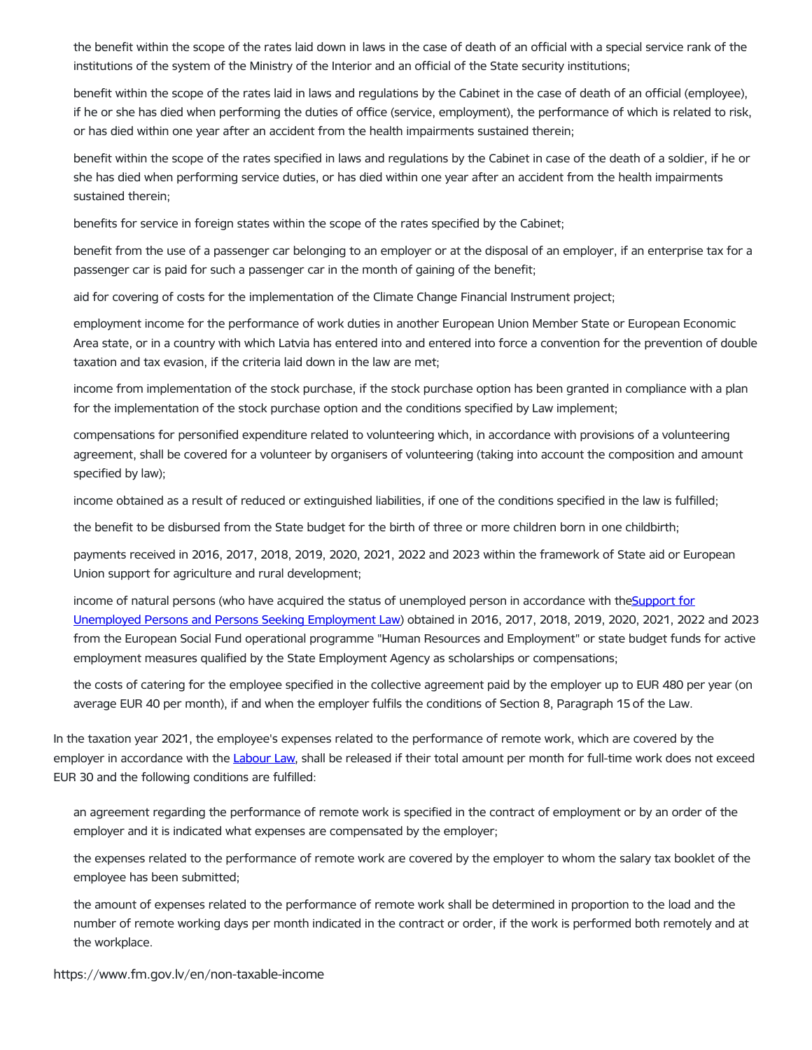- the benefit within the scope of the rates laid down in laws in the case of death of an official with a special service rank of the institutions of the system of the Ministry of the Interior and an official of the State security institutions;
- benefit within the scope of the rates laid in laws and regulations by the Cabinet in the case of death of an official (employee), if he or she has died when performing the duties of office (service, employment), the performance of which is related to risk, or has died within one year after an accident from the health impairments sustained therein;
- benefit within the scope of the rates specified in laws and regulations by the Cabinet in case of the death of a soldier, if he or she has died when performing service duties, or has died within one year after an accident from the health impairments sustained therein;
- benefits for service in foreign states within the scope of the rates specified by the Cabinet;
- benefit from the use of a passenger car belonging to an employer or at the disposal of an employer, if an enterprise tax for a passenger car is paid for such a passenger car in the month of gaining of the benefit;
- aid for covering of costs for the implementation of the Climate Change Financial Instrument project;
- employment income for the performance of work duties in another European Union Member State or European Economic Area state, or in a country with which Latvia has entered into and entered into force a convention for the prevention of double taxation and tax evasion, if the criteria laid down in the law are met;
- income from implementation of the stock purchase, if the stock purchase option has been granted in compliance with a plan for the implementation of the stock purchase option and the conditions specified by Law implement;
- compensations for personified expenditure related to volunteering which, in accordance with provisions of a volunteering agreement, shall be covered for a volunteer by organisers of volunteering (taking into account the composition and amount specified by law);
- income obtained as a result of reduced or extinguished liabilities, if one of the conditions specified in the law is fulfilled;
- the benefit to be disbursed from the State budget for the birth of three or more children born in one childbirth;
- payments received in 2016, 2017, 2018, 2019, 2020, 2021, 2022 and 2023 within the framework of State aid or European Union support for agriculture and rural development;
- income of natural persons (who have acquired the status of unemployed person in accordance with the[Support for Unemployed Persons and Persons Seeking Employment Law]) obtained in 2016, 2017, 2018, 2019, 2020, 2021, 2022 and 2023 from the European Social Fund operational programme "Human Resources and Employment" or state budget funds for active employment measures qualified by the State Employment Agency as scholarships or compensations;
- the costs of catering for the employee specified in the collective agreement paid by the employer up to EUR 480 per year (on average EUR 40 per month), if and when the employer fulfils the conditions of Section 8, Paragraph 15 of the Law.

In the taxation year 2021, the employee's expenses related to the performance of remote work, which are covered by the employer in accordance with the Labour Law, shall be released if their total amount per month for full-time work does not exceed EUR 30 and the following conditions are fulfilled:

- an agreement regarding the performance of remote work is specified in the contract of employment or by an order of the employer and it is indicated what expenses are compensated by the employer;
- the expenses related to the performance of remote work are covered by the employer to whom the salary tax booklet of the employee has been submitted;
- the amount of expenses related to the performance of remote work shall be determined in proportion to the load and the number of remote working days per month indicated in the contract or order, if the work is performed both remotely and at the workplace.

https://www.fm.gov.lv/en/non-taxable-income